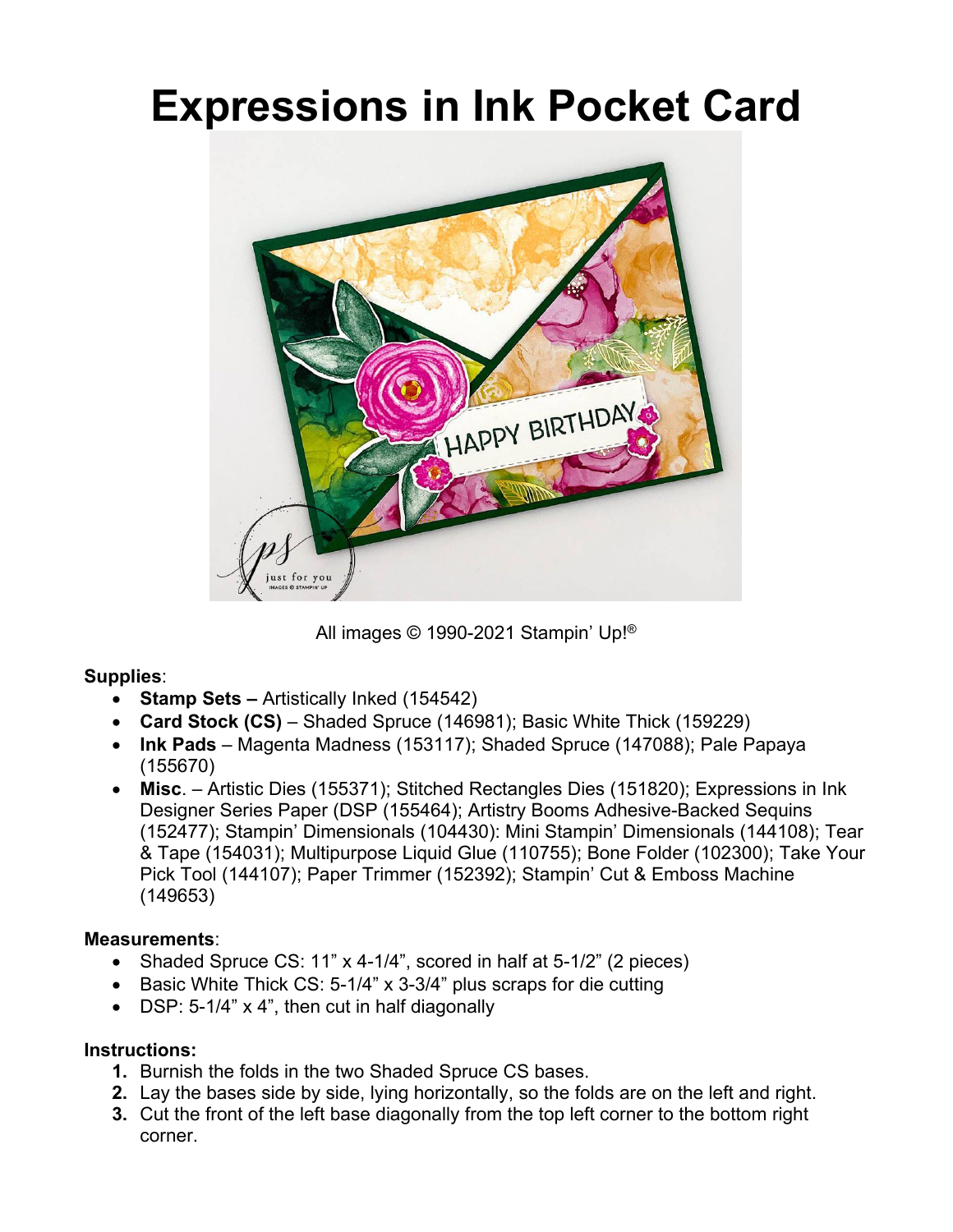# Expressions in Ink Pocket Card

All images © 1990-2021 Stampin' Up!®

**Supplies**:

- **Stamp Sets –** Artistically Inked (154542)
- **Card Stock (CS)** – Shaded Spruce (146981); Basic White Thick (159229)
- **Ink Pads** – Magenta Madness (153117); Shaded Spruce (147088); Pale Papaya (155670)
- **Misc**. – Artistic Dies (155371); Stitched Rectangles Dies (151820); Expressions in Ink Designer Series Paper (DSP (155464); Artistry Booms Adhesive-Backed Sequins (152477); Stampin' Dimensionals (104430): Mini Stampin' Dimensionals (144108); Tear & Tape (154031); Multipurpose Liquid Glue (110755); Bone Folder (102300); Take Your Pick Tool (144107); Paper Trimmer (152392); Stampin' Cut & Emboss Machine (149653)

**Measurements**:

- Shaded Spruce CS: 11" x 4-1/4", scored in half at 5-1/2" (2 pieces)
- Basic White Thick CS: 5-1/4" x 3-3/4" plus scraps for die cutting
- DSP: 5-1/4" x 4", then cut in half diagonally

**Instructions:**

1. Burnish the folds in the two Shaded Spruce CS bases.
2. Lay the bases side by side, lying horizontally, so the folds are on the left and right.
3. Cut the front of the left base diagonally from the top left corner to the bottom right corner.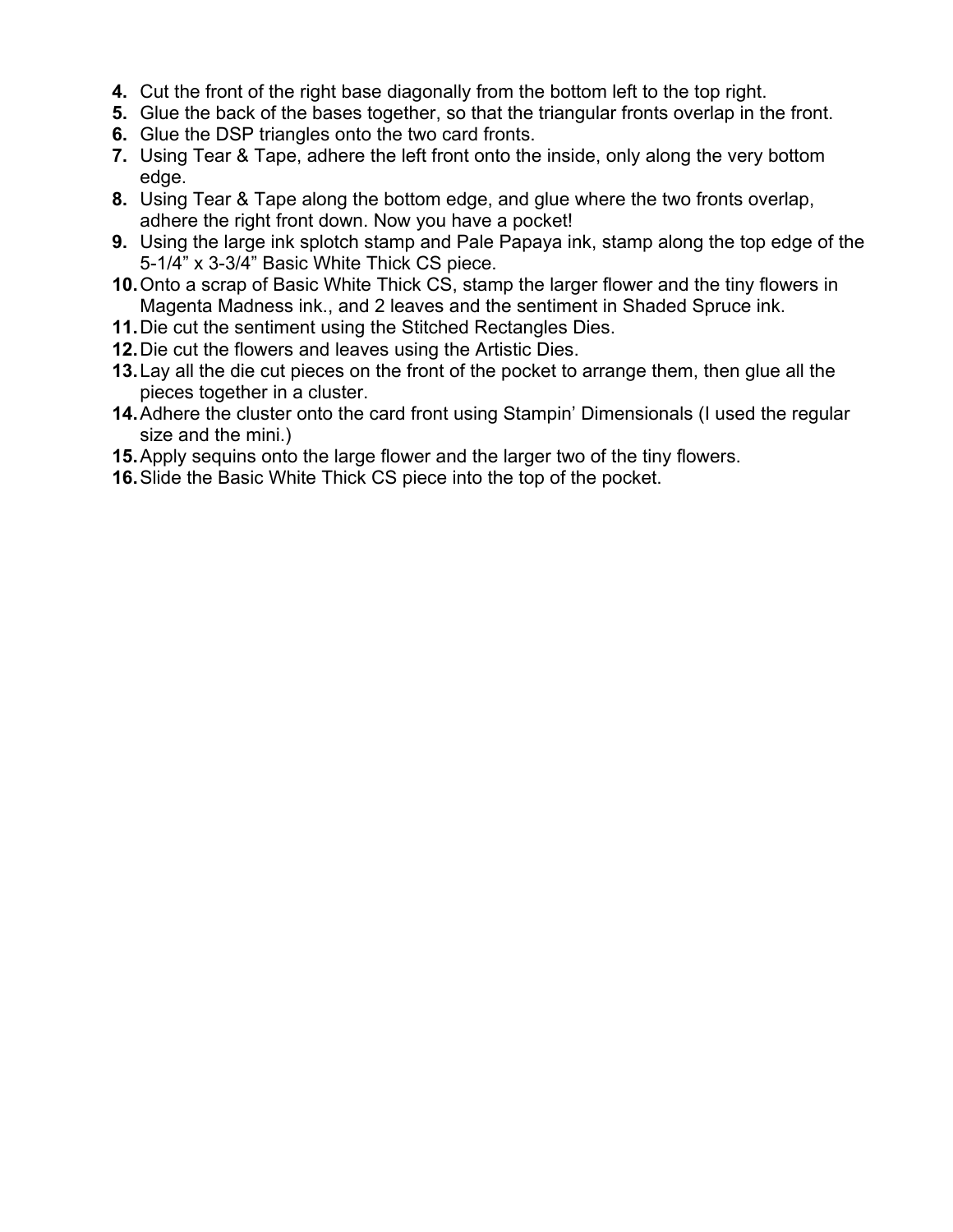4. Cut the front of the right base diagonally from the bottom left to the top right.
5. Glue the back of the bases together, so that the triangular fronts overlap in the front.
6. Glue the DSP triangles onto the two card fronts.
7. Using Tear & Tape, adhere the left front onto the inside, only along the very bottom edge.
8. Using Tear & Tape along the bottom edge, and glue where the two fronts overlap, adhere the right front down. Now you have a pocket!
9. Using the large ink splotch stamp and Pale Papaya ink, stamp along the top edge of the 5-1/4” x 3-3/4” Basic White Thick CS piece.
10. Onto a scrap of Basic White Thick CS, stamp the larger flower and the tiny flowers in Magenta Madness ink., and 2 leaves and the sentiment in Shaded Spruce ink.
11. Die cut the sentiment using the Stitched Rectangles Dies.
12. Die cut the flowers and leaves using the Artistic Dies.
13. Lay all the die cut pieces on the front of the pocket to arrange them, then glue all the pieces together in a cluster.
14. Adhere the cluster onto the card front using Stampin’ Dimensionals (I used the regular size and the mini.)
15. Apply sequins onto the large flower and the larger two of the tiny flowers.
16. Slide the Basic White Thick CS piece into the top of the pocket.